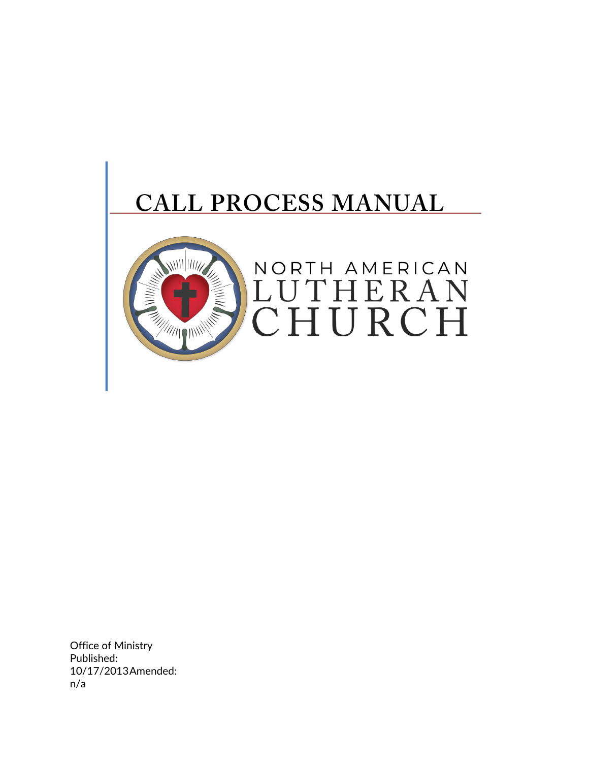# CALL PROCESS MANUAL

NORTH AMERICAN LUTHERAN CHURCH

Office of Ministry
Published: 10/17/2013 Amended: n/a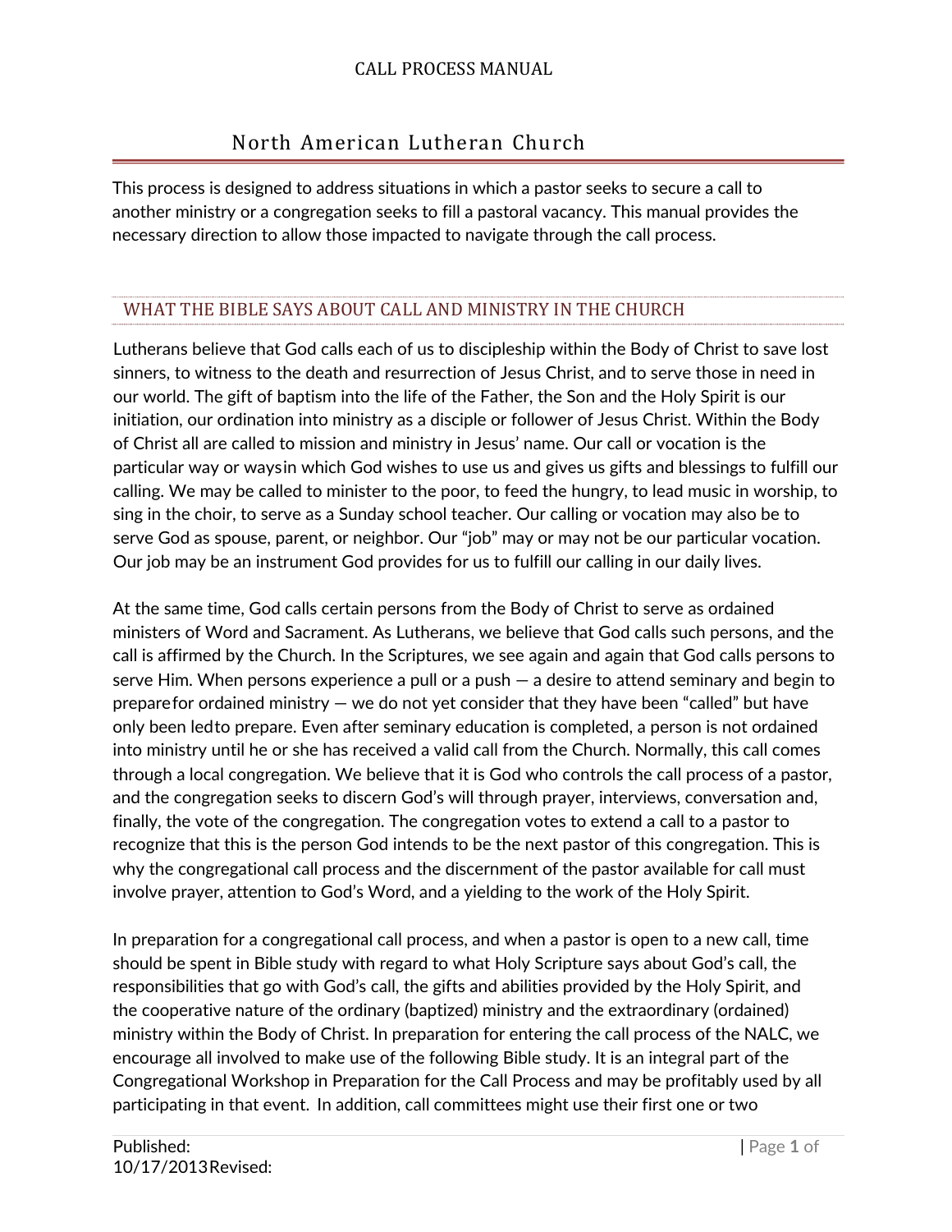# North American Lutheran Church

This process is designed to address situations in which a pastor seeks to secure a call to another ministry or a congregation seeks to fill a pastoral vacancy. This manual provides the necessary direction to allow those impacted to navigate through the call process.

## WHAT THE BIBLE SAYS ABOUT CALL AND MINISTRY IN THE CHURCH

Lutherans believe that God calls each of us to discipleship within the Body of Christ to save lost sinners, to witness to the death and resurrection of Jesus Christ, and to serve those in need in our world. The gift of baptism into the life of the Father, the Son and the Holy Spirit is our initiation, our ordination into ministry as a disciple or follower of Jesus Christ. Within the Body of Christ all are called to mission and ministry in Jesus' name. Our call or vocation is the particular way or ways in which God wishes to use us and gives us gifts and blessings to fulfill our calling. We may be called to minister to the poor, to feed the hungry, to lead music in worship, to sing in the choir, to serve as a Sunday school teacher. Our calling or vocation may also be to serve God as spouse, parent, or neighbor. Our "job" may or may not be our particular vocation. Our job may be an instrument God provides for us to fulfill our calling in our daily lives.

At the same time, God calls certain persons from the Body of Christ to serve as ordained ministers of Word and Sacrament. As Lutherans, we believe that God calls such persons, and the call is affirmed by the Church. In the Scriptures, we see again and again that God calls persons to serve Him. When persons experience a pull or a push — a desire to attend seminary and begin to prepare for ordained ministry — we do not yet consider that they have been "called" but have only been led to prepare. Even after seminary education is completed, a person is not ordained into ministry until he or she has received a valid call from the Church. Normally, this call comes through a local congregation. We believe that it is God who controls the call process of a pastor, and the congregation seeks to discern God's will through prayer, interviews, conversation and, finally, the vote of the congregation. The congregation votes to extend a call to a pastor to recognize that this is the person God intends to be the next pastor of this congregation. This is why the congregational call process and the discernment of the pastor available for call must involve prayer, attention to God's Word, and a yielding to the work of the Holy Spirit.

In preparation for a congregational call process, and when a pastor is open to a new call, time should be spent in Bible study with regard to what Holy Scripture says about God's call, the responsibilities that go with God's call, the gifts and abilities provided by the Holy Spirit, and the cooperative nature of the ordinary (baptized) ministry and the extraordinary (ordained) ministry within the Body of Christ. In preparation for entering the call process of the NALC, we encourage all involved to make use of the following Bible study. It is an integral part of the Congregational Workshop in Preparation for the Call Process and may be profitably used by all participating in that event. In addition, call committees might use their first one or two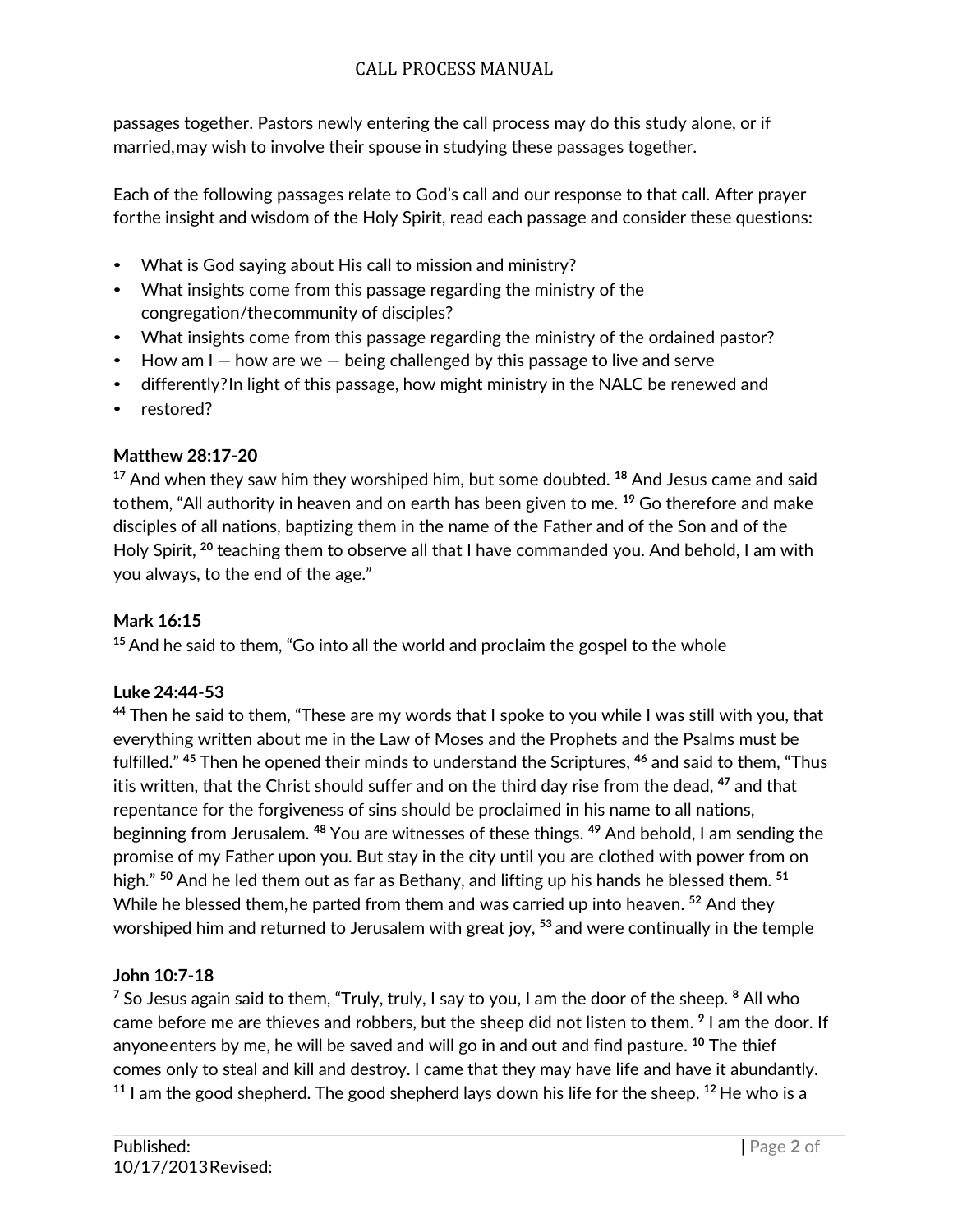passages together. Pastors newly entering the call process may do this study alone, or if married,may wish to involve their spouse in studying these passages together.

Each of the following passages relate to God's call and our response to that call. After prayer forthe insight and wisdom of the Holy Spirit, read each passage and consider these questions:

- What is God saying about His call to mission and ministry?
- What insights come from this passage regarding the ministry of the congregation/thecommunity of disciples?
- What insights come from this passage regarding the ministry of the ordained pastor?
- How am I — how are we — being challenged by this passage to live and serve
- differently?In light of this passage, how might ministry in the NALC be renewed and
- restored?

**Matthew 28:17-20**
[17] And when they saw him they worshiped him, but some doubted. [18] And Jesus came and said tothem, "All authority in heaven and on earth has been given to me. [19] Go therefore and make disciples of all nations, baptizing them in the name of the Father and of the Son and of the Holy Spirit, [20] teaching them to observe all that I have commanded you. And behold, I am with you always, to the end of the age."

**Mark 16:15**
[15] And he said to them, "Go into all the world and proclaim the gospel to the whole

**Luke 24:44-53**
[44] Then he said to them, "These are my words that I spoke to you while I was still with you, that everything written about me in the Law of Moses and the Prophets and the Psalms must be fulfilled." [45] Then he opened their minds to understand the Scriptures, [46] and said to them, "Thus itis written, that the Christ should suffer and on the third day rise from the dead, [47] and that repentance for the forgiveness of sins should be proclaimed in his name to all nations, beginning from Jerusalem. [48] You are witnesses of these things. [49] And behold, I am sending the promise of my Father upon you. But stay in the city until you are clothed with power from on high." [50] And he led them out as far as Bethany, and lifting up his hands he blessed them. [51] While he blessed them,he parted from them and was carried up into heaven. [52] And they worshiped him and returned to Jerusalem with great joy, [53] and were continually in the temple

**John 10:7-18**
[7] So Jesus again said to them, "Truly, truly, I say to you, I am the door of the sheep. [8] All who came before me are thieves and robbers, but the sheep did not listen to them. [9] I am the door. If anyoneenters by me, he will be saved and will go in and out and find pasture. [10] The thief comes only to steal and kill and destroy. I came that they may have life and have it abundantly. [11] I am the good shepherd. The good shepherd lays down his life for the sheep. [12] He who is a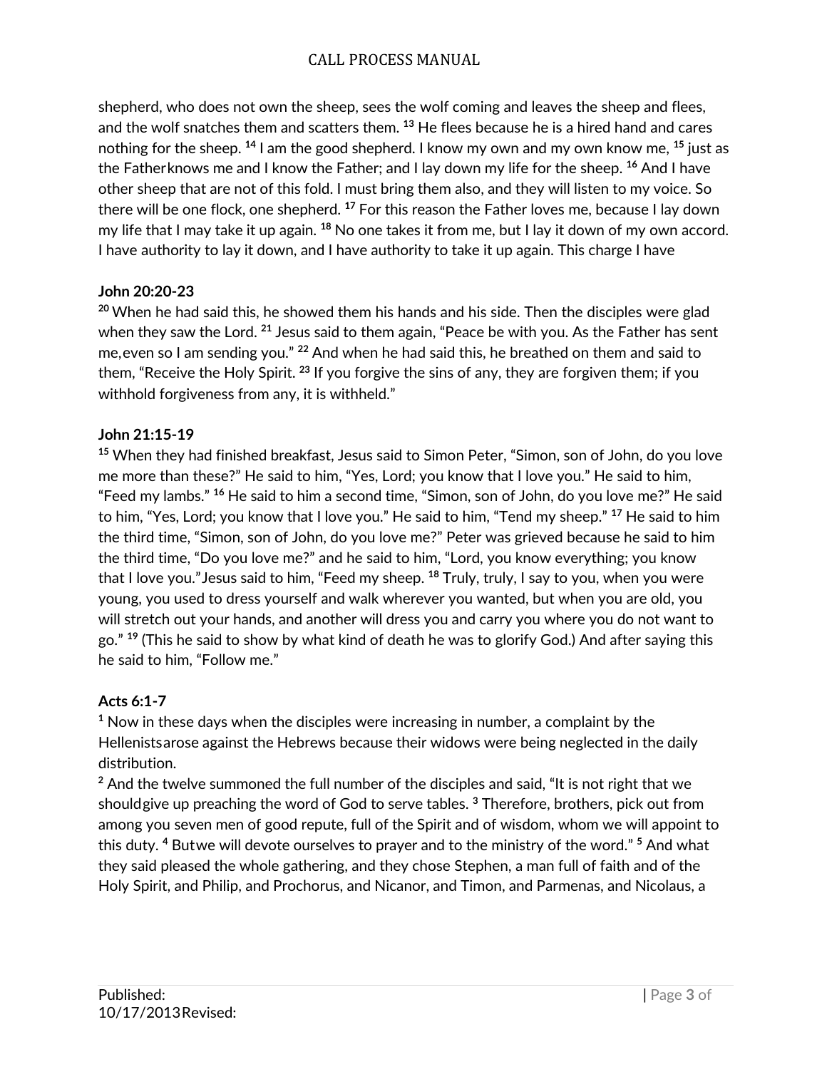shepherd, who does not own the sheep, sees the wolf coming and leaves the sheep and flees, and the wolf snatches them and scatters them. [13] He flees because he is a hired hand and cares nothing for the sheep. [14] I am the good shepherd. I know my own and my own know me, [15] just as the Fatherknows me and I know the Father; and I lay down my life for the sheep. [16] And I have other sheep that are not of this fold. I must bring them also, and they will listen to my voice. So there will be one flock, one shepherd. [17] For this reason the Father loves me, because I lay down my life that I may take it up again. [18] No one takes it from me, but I lay it down of my own accord. I have authority to lay it down, and I have authority to take it up again. This charge I have

**John 20:20-23**

[20] When he had said this, he showed them his hands and his side. Then the disciples were glad when they saw the Lord. [21] Jesus said to them again, "Peace be with you. As the Father has sent me,even so I am sending you." [22] And when he had said this, he breathed on them and said to them, "Receive the Holy Spirit. [23] If you forgive the sins of any, they are forgiven them; if you withhold forgiveness from any, it is withheld."

**John 21:15-19**

[15] When they had finished breakfast, Jesus said to Simon Peter, "Simon, son of John, do you love me more than these?" He said to him, "Yes, Lord; you know that I love you." He said to him, "Feed my lambs." [16] He said to him a second time, "Simon, son of John, do you love me?" He said to him, "Yes, Lord; you know that I love you." He said to him, "Tend my sheep." [17] He said to him the third time, "Simon, son of John, do you love me?" Peter was grieved because he said to him the third time, "Do you love me?" and he said to him, "Lord, you know everything; you know that I love you."Jesus said to him, "Feed my sheep. [18] Truly, truly, I say to you, when you were young, you used to dress yourself and walk wherever you wanted, but when you are old, you will stretch out your hands, and another will dress you and carry you where you do not want to go." [19] (This he said to show by what kind of death he was to glorify God.) And after saying this he said to him, "Follow me."

**Acts 6:1-7**

[1] Now in these days when the disciples were increasing in number, a complaint by the Hellenistsarose against the Hebrews because their widows were being neglected in the daily distribution.

[2] And the twelve summoned the full number of the disciples and said, "It is not right that we shouldgive up preaching the word of God to serve tables. [3] Therefore, brothers, pick out from among you seven men of good repute, full of the Spirit and of wisdom, whom we will appoint to this duty. [4] Butwe will devote ourselves to prayer and to the ministry of the word." [5] And what they said pleased the whole gathering, and they chose Stephen, a man full of faith and of the Holy Spirit, and Philip, and Prochorus, and Nicanor, and Timon, and Parmenas, and Nicolaus, a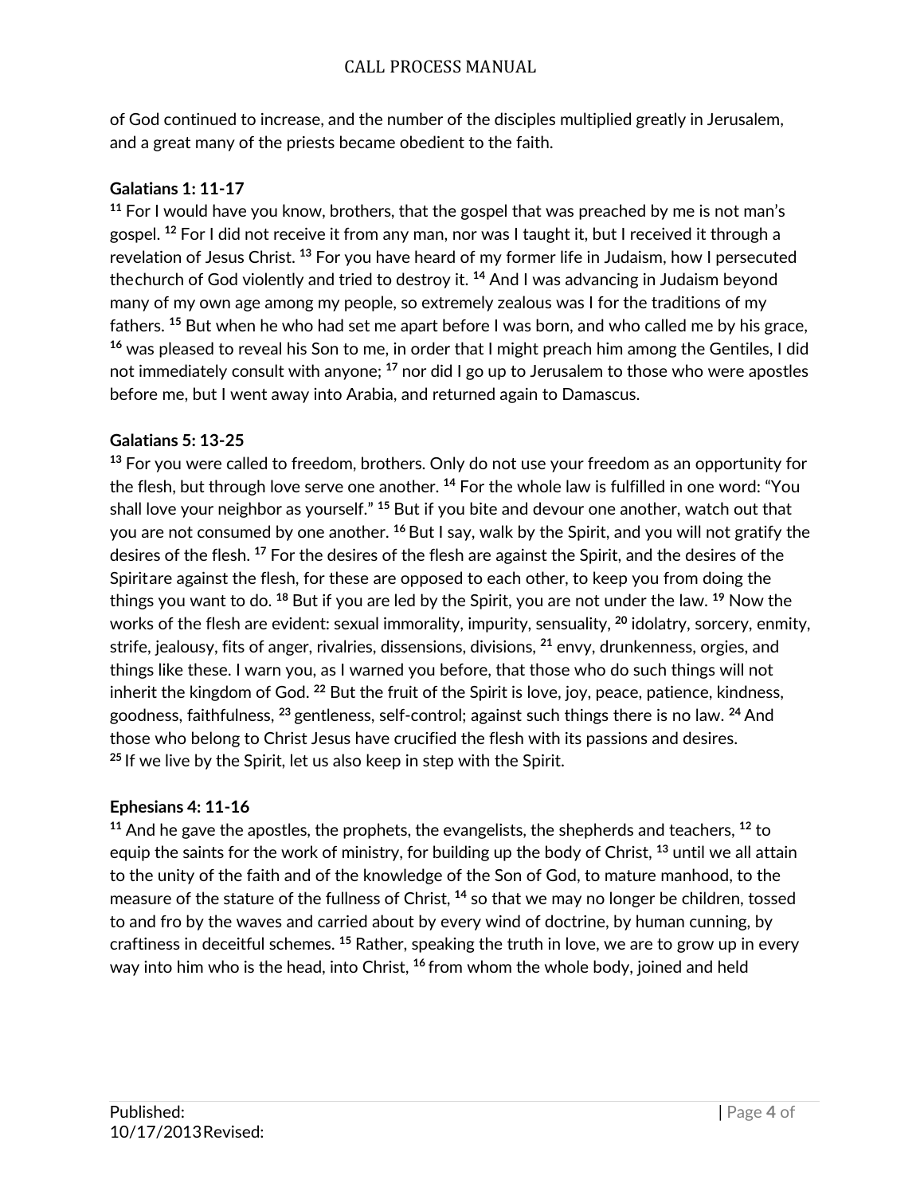of God continued to increase, and the number of the disciples multiplied greatly in Jerusalem, and a great many of the priests became obedient to the faith.

**Galatians 1: 11-17**

[11] For I would have you know, brothers, that the gospel that was preached by me is not man's gospel. [12] For I did not receive it from any man, nor was I taught it, but I received it through a revelation of Jesus Christ. [13] For you have heard of my former life in Judaism, how I persecuted thechurch of God violently and tried to destroy it. [14] And I was advancing in Judaism beyond many of my own age among my people, so extremely zealous was I for the traditions of my fathers. [15] But when he who had set me apart before I was born, and who called me by his grace, [16] was pleased to reveal his Son to me, in order that I might preach him among the Gentiles, I did not immediately consult with anyone; [17] nor did I go up to Jerusalem to those who were apostles before me, but I went away into Arabia, and returned again to Damascus.

**Galatians 5: 13-25**

[13] For you were called to freedom, brothers. Only do not use your freedom as an opportunity for the flesh, but through love serve one another. [14] For the whole law is fulfilled in one word: "You shall love your neighbor as yourself." [15] But if you bite and devour one another, watch out that you are not consumed by one another. [16] But I say, walk by the Spirit, and you will not gratify the desires of the flesh. [17] For the desires of the flesh are against the Spirit, and the desires of the Spiritare against the flesh, for these are opposed to each other, to keep you from doing the things you want to do. [18] But if you are led by the Spirit, you are not under the law. [19] Now the works of the flesh are evident: sexual immorality, impurity, sensuality, [20] idolatry, sorcery, enmity, strife, jealousy, fits of anger, rivalries, dissensions, divisions, [21] envy, drunkenness, orgies, and things like these. I warn you, as I warned you before, that those who do such things will not inherit the kingdom of God. [22] But the fruit of the Spirit is love, joy, peace, patience, kindness, goodness, faithfulness, [23] gentleness, self-control; against such things there is no law. [24] And those who belong to Christ Jesus have crucified the flesh with its passions and desires. [25] If we live by the Spirit, let us also keep in step with the Spirit.

**Ephesians 4: 11-16**

[11] And he gave the apostles, the prophets, the evangelists, the shepherds and teachers, [12] to equip the saints for the work of ministry, for building up the body of Christ, [13] until we all attain to the unity of the faith and of the knowledge of the Son of God, to mature manhood, to the measure of the stature of the fullness of Christ, [14] so that we may no longer be children, tossed to and fro by the waves and carried about by every wind of doctrine, by human cunning, by craftiness in deceitful schemes. [15] Rather, speaking the truth in love, we are to grow up in every way into him who is the head, into Christ, [16] from whom the whole body, joined and held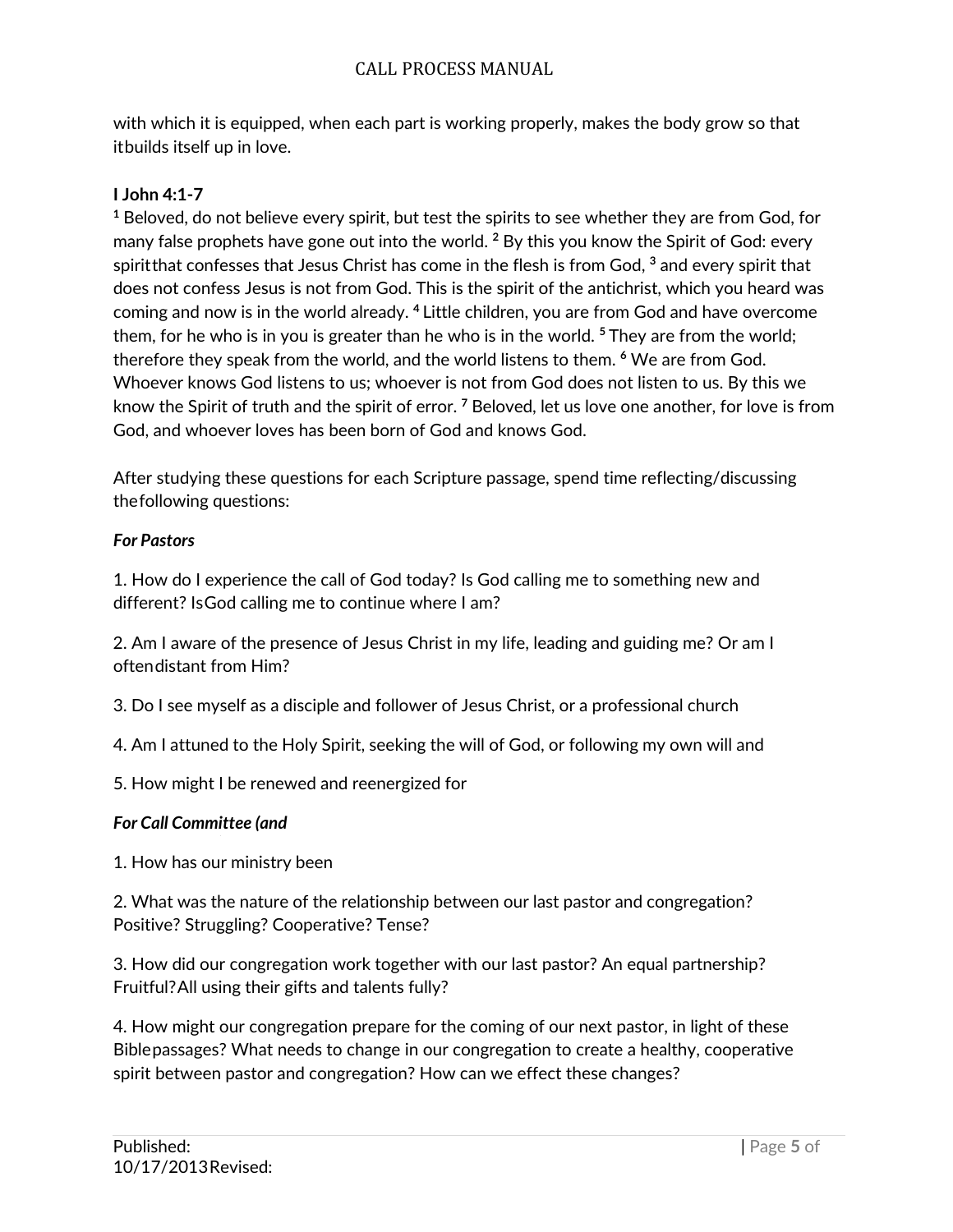with which it is equipped, when each part is working properly, makes the body grow so that itbuilds itself up in love.

**I John 4:1-7**

[1] Beloved, do not believe every spirit, but test the spirits to see whether they are from God, for many false prophets have gone out into the world. [2] By this you know the Spirit of God: every spiritthat confesses that Jesus Christ has come in the flesh is from God, [3] and every spirit that does not confess Jesus is not from God. This is the spirit of the antichrist, which you heard was coming and now is in the world already. [4] Little children, you are from God and have overcome them, for he who is in you is greater than he who is in the world. [5] They are from the world; therefore they speak from the world, and the world listens to them. [6] We are from God. Whoever knows God listens to us; whoever is not from God does not listen to us. By this we know the Spirit of truth and the spirit of error. [7] Beloved, let us love one another, for love is from God, and whoever loves has been born of God and knows God.

After studying these questions for each Scripture passage, spend time reflecting/discussing thefollowing questions:

***For Pastors***

1. How do I experience the call of God today? Is God calling me to something new and different? IsGod calling me to continue where I am?

2. Am I aware of the presence of Jesus Christ in my life, leading and guiding me? Or am I oftendistant from Him?

3. Do I see myself as a disciple and follower of Jesus Christ, or a professional church

4. Am I attuned to the Holy Spirit, seeking the will of God, or following my own will and

5. How might I be renewed and reenergized for

***For Call Committee (and***

1. How has our ministry been

2. What was the nature of the relationship between our last pastor and congregation? Positive? Struggling? Cooperative? Tense?

3. How did our congregation work together with our last pastor? An equal partnership? Fruitful?All using their gifts and talents fully?

4. How might our congregation prepare for the coming of our next pastor, in light of these Biblepassages? What needs to change in our congregation to create a healthy, cooperative spirit between pastor and congregation? How can we effect these changes?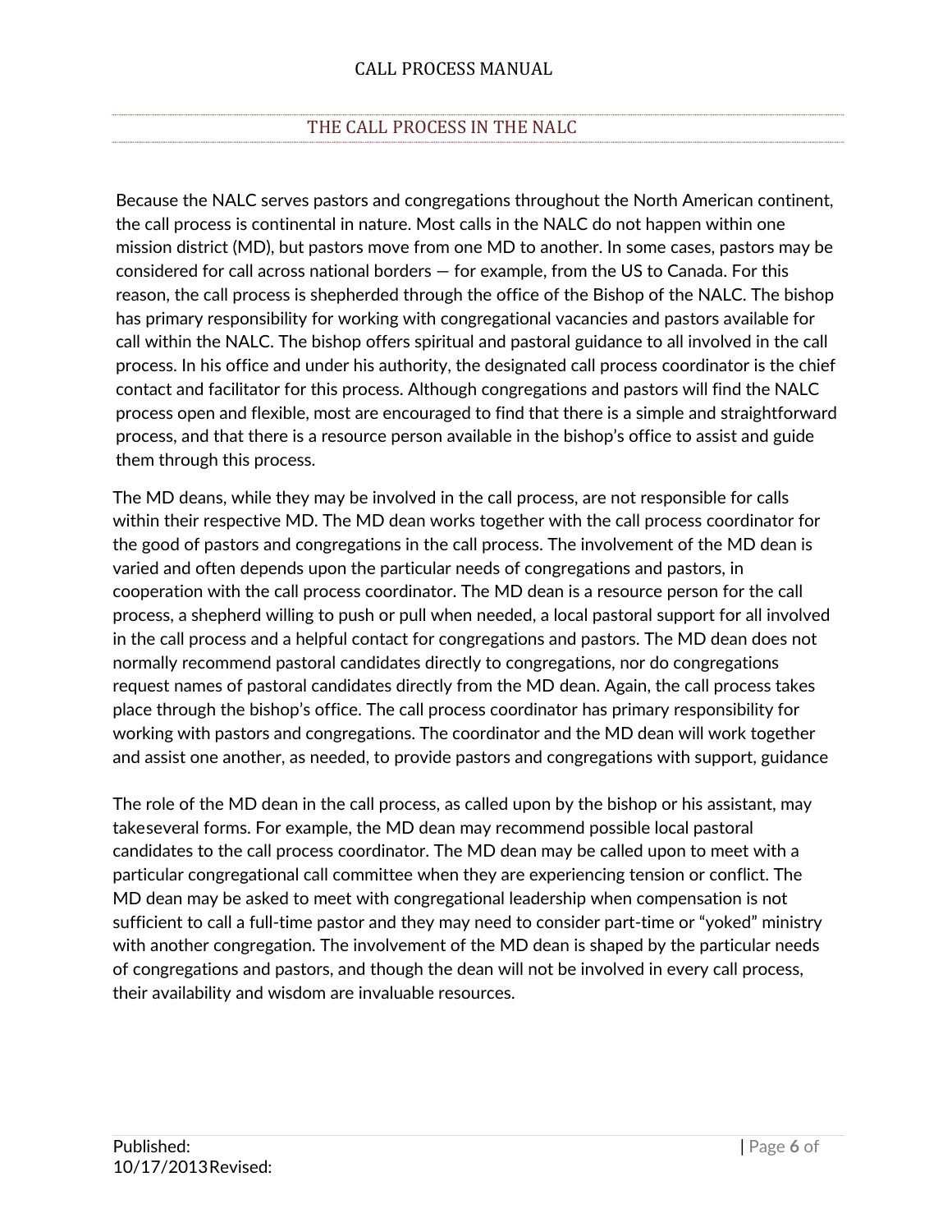## THE CALL PROCESS IN THE NALC

Because the NALC serves pastors and congregations throughout the North American continent, the call process is continental in nature. Most calls in the NALC do not happen within one mission district (MD), but pastors move from one MD to another. In some cases, pastors may be considered for call across national borders — for example, from the US to Canada. For this reason, the call process is shepherded through the office of the Bishop of the NALC. The bishop has primary responsibility for working with congregational vacancies and pastors available for call within the NALC. The bishop offers spiritual and pastoral guidance to all involved in the call process. In his office and under his authority, the designated call process coordinator is the chief contact and facilitator for this process. Although congregations and pastors will find the NALC process open and flexible, most are encouraged to find that there is a simple and straightforward process, and that there is a resource person available in the bishop's office to assist and guide them through this process.

The MD deans, while they may be involved in the call process, are not responsible for calls within their respective MD. The MD dean works together with the call process coordinator for the good of pastors and congregations in the call process. The involvement of the MD dean is varied and often depends upon the particular needs of congregations and pastors, in cooperation with the call process coordinator. The MD dean is a resource person for the call process, a shepherd willing to push or pull when needed, a local pastoral support for all involved in the call process and a helpful contact for congregations and pastors. The MD dean does not normally recommend pastoral candidates directly to congregations, nor do congregations request names of pastoral candidates directly from the MD dean. Again, the call process takes place through the bishop's office. The call process coordinator has primary responsibility for working with pastors and congregations. The coordinator and the MD dean will work together and assist one another, as needed, to provide pastors and congregations with support, guidance

The role of the MD dean in the call process, as called upon by the bishop or his assistant, may take several forms. For example, the MD dean may recommend possible local pastoral candidates to the call process coordinator. The MD dean may be called upon to meet with a particular congregational call committee when they are experiencing tension or conflict. The MD dean may be asked to meet with congregational leadership when compensation is not sufficient to call a full-time pastor and they may need to consider part-time or "yoked" ministry with another congregation. The involvement of the MD dean is shaped by the particular needs of congregations and pastors, and though the dean will not be involved in every call process, their availability and wisdom are invaluable resources.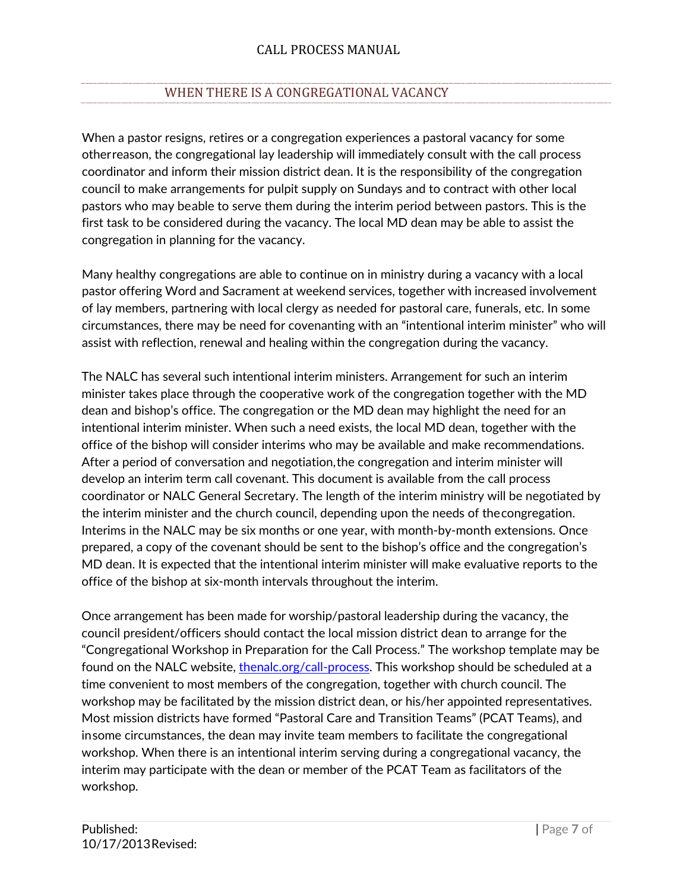## WHEN THERE IS A CONGREGATIONAL VACANCY

When a pastor resigns, retires or a congregation experiences a pastoral vacancy for some other reason, the congregational lay leadership will immediately consult with the call process coordinator and inform their mission district dean. It is the responsibility of the congregation council to make arrangements for pulpit supply on Sundays and to contract with other local pastors who may be able to serve them during the interim period between pastors. This is the first task to be considered during the vacancy. The local MD dean may be able to assist the congregation in planning for the vacancy.

Many healthy congregations are able to continue on in ministry during a vacancy with a local pastor offering Word and Sacrament at weekend services, together with increased involvement of lay members, partnering with local clergy as needed for pastoral care, funerals, etc. In some circumstances, there may be need for covenanting with an "intentional interim minister" who will assist with reflection, renewal and healing within the congregation during the vacancy.

The NALC has several such intentional interim ministers. Arrangement for such an interim minister takes place through the cooperative work of the congregation together with the MD dean and bishop's office. The congregation or the MD dean may highlight the need for an intentional interim minister. When such a need exists, the local MD dean, together with the office of the bishop will consider interims who may be available and make recommendations. After a period of conversation and negotiation, the congregation and interim minister will develop an interim term call covenant. This document is available from the call process coordinator or NALC General Secretary. The length of the interim ministry will be negotiated by the interim minister and the church council, depending upon the needs of the congregation. Interims in the NALC may be six months or one year, with month-by-month extensions. Once prepared, a copy of the covenant should be sent to the bishop's office and the congregation's MD dean. It is expected that the intentional interim minister will make evaluative reports to the office of the bishop at six-month intervals throughout the interim.

Once arrangement has been made for worship/pastoral leadership during the vacancy, the council president/officers should contact the local mission district dean to arrange for the "Congregational Workshop in Preparation for the Call Process." The workshop template may be found on the NALC website, [thenalc.org/call-process](thenalc.org/call-process). This workshop should be scheduled at a time convenient to most members of the congregation, together with church council. The workshop may be facilitated by the mission district dean, or his/her appointed representatives. Most mission districts have formed "Pastoral Care and Transition Teams" (PCAT Teams), and in some circumstances, the dean may invite team members to facilitate the congregational workshop. When there is an intentional interim serving during a congregational vacancy, the interim may participate with the dean or member of the PCAT Team as facilitators of the workshop.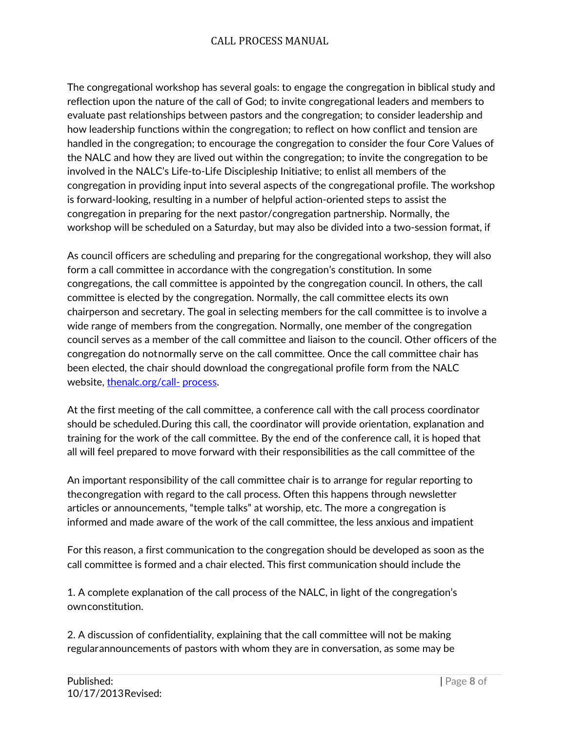The congregational workshop has several goals: to engage the congregation in biblical study and reflection upon the nature of the call of God; to invite congregational leaders and members to evaluate past relationships between pastors and the congregation; to consider leadership and how leadership functions within the congregation; to reflect on how conflict and tension are handled in the congregation; to encourage the congregation to consider the four Core Values of the NALC and how they are lived out within the congregation; to invite the congregation to be involved in the NALC's Life-to-Life Discipleship Initiative; to enlist all members of the congregation in providing input into several aspects of the congregational profile. The workshop is forward-looking, resulting in a number of helpful action-oriented steps to assist the congregation in preparing for the next pastor/congregation partnership. Normally, the workshop will be scheduled on a Saturday, but may also be divided into a two-session format, if

As council officers are scheduling and preparing for the congregational workshop, they will also form a call committee in accordance with the congregation's constitution. In some congregations, the call committee is appointed by the congregation council. In others, the call committee is elected by the congregation. Normally, the call committee elects its own chairperson and secretary. The goal in selecting members for the call committee is to involve a wide range of members from the congregation. Normally, one member of the congregation council serves as a member of the call committee and liaison to the council. Other officers of the congregation do notnormally serve on the call committee. Once the call committee chair has been elected, the chair should download the congregational profile form from the NALC website, [thenalc.org/call- process](thenalc.org/call-process).

At the first meeting of the call committee, a conference call with the call process coordinator should be scheduled.During this call, the coordinator will provide orientation, explanation and training for the work of the call committee. By the end of the conference call, it is hoped that all will feel prepared to move forward with their responsibilities as the call committee of the

An important responsibility of the call committee chair is to arrange for regular reporting to thecongregation with regard to the call process. Often this happens through newsletter articles or announcements, "temple talks" at worship, etc. The more a congregation is informed and made aware of the work of the call committee, the less anxious and impatient

For this reason, a first communication to the congregation should be developed as soon as the call committee is formed and a chair elected. This first communication should include the

1. A complete explanation of the call process of the NALC, in light of the congregation's ownconstitution.

2. A discussion of confidentiality, explaining that the call committee will not be making regularannouncements of pastors with whom they are in conversation, as some may be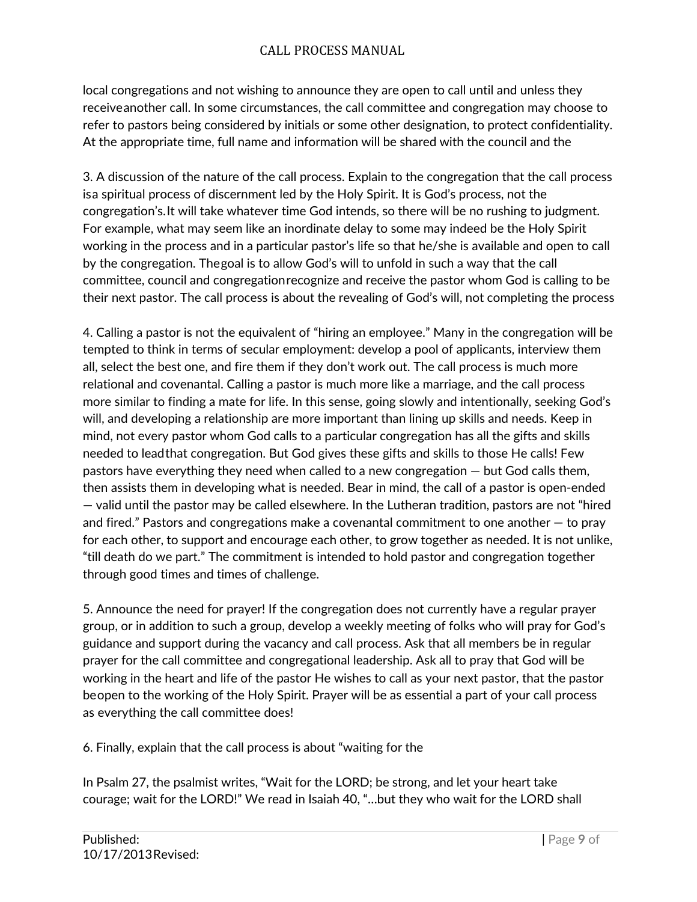local congregations and not wishing to announce they are open to call until and unless they receiveanother call. In some circumstances, the call committee and congregation may choose to refer to pastors being considered by initials or some other designation, to protect confidentiality. At the appropriate time, full name and information will be shared with the council and the

3. A discussion of the nature of the call process. Explain to the congregation that the call process isa spiritual process of discernment led by the Holy Spirit. It is God's process, not the congregation's.It will take whatever time God intends, so there will be no rushing to judgment. For example, what may seem like an inordinate delay to some may indeed be the Holy Spirit working in the process and in a particular pastor's life so that he/she is available and open to call by the congregation. Thegoal is to allow God's will to unfold in such a way that the call committee, council and congregationrecognize and receive the pastor whom God is calling to be their next pastor. The call process is about the revealing of God's will, not completing the process

4. Calling a pastor is not the equivalent of "hiring an employee." Many in the congregation will be tempted to think in terms of secular employment: develop a pool of applicants, interview them all, select the best one, and fire them if they don't work out. The call process is much more relational and covenantal. Calling a pastor is much more like a marriage, and the call process more similar to finding a mate for life. In this sense, going slowly and intentionally, seeking God's will, and developing a relationship are more important than lining up skills and needs. Keep in mind, not every pastor whom God calls to a particular congregation has all the gifts and skills needed to leadthat congregation. But God gives these gifts and skills to those He calls! Few pastors have everything they need when called to a new congregation — but God calls them, then assists them in developing what is needed. Bear in mind, the call of a pastor is open-ended — valid until the pastor may be called elsewhere. In the Lutheran tradition, pastors are not "hired and fired." Pastors and congregations make a covenantal commitment to one another — to pray for each other, to support and encourage each other, to grow together as needed. It is not unlike, "till death do we part." The commitment is intended to hold pastor and congregation together through good times and times of challenge.

5. Announce the need for prayer! If the congregation does not currently have a regular prayer group, or in addition to such a group, develop a weekly meeting of folks who will pray for God's guidance and support during the vacancy and call process. Ask that all members be in regular prayer for the call committee and congregational leadership. Ask all to pray that God will be working in the heart and life of the pastor He wishes to call as your next pastor, that the pastor beopen to the working of the Holy Spirit. Prayer will be as essential a part of your call process as everything the call committee does!

6. Finally, explain that the call process is about "waiting for the

In Psalm 27, the psalmist writes, "Wait for the LORD; be strong, and let your heart take courage; wait for the LORD!" We read in Isaiah 40, "…but they who wait for the LORD shall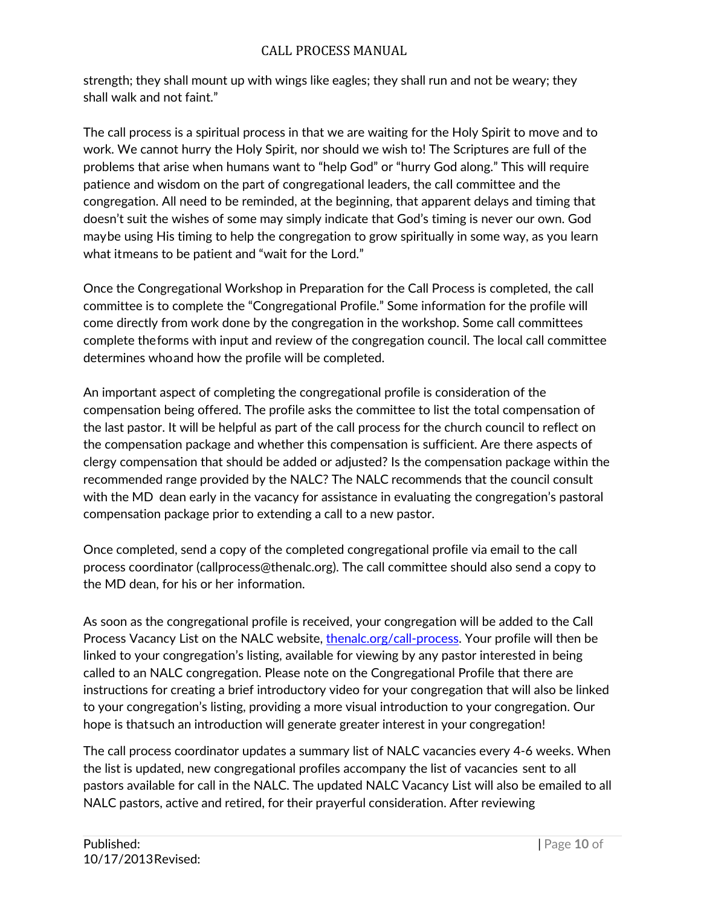strength; they shall mount up with wings like eagles; they shall run and not be weary; they shall walk and not faint."

The call process is a spiritual process in that we are waiting for the Holy Spirit to move and to work. We cannot hurry the Holy Spirit, nor should we wish to! The Scriptures are full of the problems that arise when humans want to "help God" or "hurry God along." This will require patience and wisdom on the part of congregational leaders, the call committee and the congregation. All need to be reminded, at the beginning, that apparent delays and timing that doesn't suit the wishes of some may simply indicate that God's timing is never our own. God maybe using His timing to help the congregation to grow spiritually in some way, as you learn what itmeans to be patient and "wait for the Lord."

Once the Congregational Workshop in Preparation for the Call Process is completed, the call committee is to complete the "Congregational Profile." Some information for the profile will come directly from work done by the congregation in the workshop. Some call committees complete theforms with input and review of the congregation council. The local call committee determines whoand how the profile will be completed.

An important aspect of completing the congregational profile is consideration of the compensation being offered. The profile asks the committee to list the total compensation of the last pastor. It will be helpful as part of the call process for the church council to reflect on the compensation package and whether this compensation is sufficient. Are there aspects of clergy compensation that should be added or adjusted? Is the compensation package within the recommended range provided by the NALC? The NALC recommends that the council consult with the MD dean early in the vacancy for assistance in evaluating the congregation's pastoral compensation package prior to extending a call to a new pastor.

Once completed, send a copy of the completed congregational profile via email to the call process coordinator (callprocess@thenalc.org). The call committee should also send a copy to the MD dean, for his or her information.

As soon as the congregational profile is received, your congregation will be added to the Call Process Vacancy List on the NALC website, [thenalc.org/call-process](thenalc.org/call-process). Your profile will then be linked to your congregation's listing, available for viewing by any pastor interested in being called to an NALC congregation. Please note on the Congregational Profile that there are instructions for creating a brief introductory video for your congregation that will also be linked to your congregation's listing, providing a more visual introduction to your congregation. Our hope is thatsuch an introduction will generate greater interest in your congregation!

The call process coordinator updates a summary list of NALC vacancies every 4-6 weeks. When the list is updated, new congregational profiles accompany the list of vacancies sent to all pastors available for call in the NALC. The updated NALC Vacancy List will also be emailed to all NALC pastors, active and retired, for their prayerful consideration. After reviewing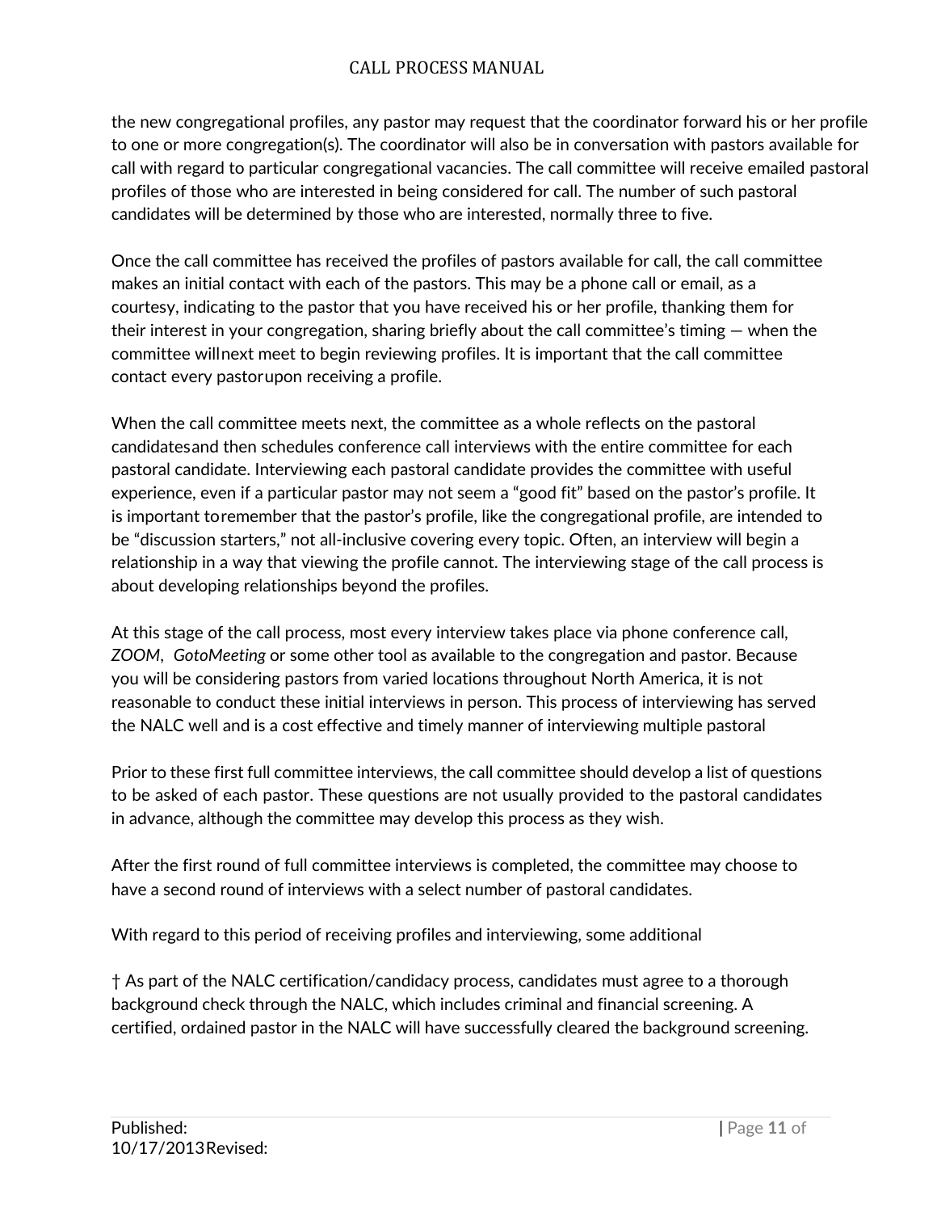the new congregational profiles, any pastor may request that the coordinator forward his or her profile to one or more congregation(s). The coordinator will also be in conversation with pastors available for call with regard to particular congregational vacancies. The call committee will receive emailed pastoral profiles of those who are interested in being considered for call. The number of such pastoral candidates will be determined by those who are interested, normally three to five.

Once the call committee has received the profiles of pastors available for call, the call committee makes an initial contact with each of the pastors. This may be a phone call or email, as a courtesy, indicating to the pastor that you have received his or her profile, thanking them for their interest in your congregation, sharing briefly about the call committee's timing — when the committee willnext meet to begin reviewing profiles. It is important that the call committee contact every pastorupon receiving a profile.

When the call committee meets next, the committee as a whole reflects on the pastoral candidatesand then schedules conference call interviews with the entire committee for each pastoral candidate. Interviewing each pastoral candidate provides the committee with useful experience, even if a particular pastor may not seem a "good fit" based on the pastor's profile. It is important toremember that the pastor's profile, like the congregational profile, are intended to be "discussion starters," not all-inclusive covering every topic. Often, an interview will begin a relationship in a way that viewing the profile cannot. The interviewing stage of the call process is about developing relationships beyond the profiles.

At this stage of the call process, most every interview takes place via phone conference call, *ZOOM*, *GotoMeeting* or some other tool as available to the congregation and pastor. Because you will be considering pastors from varied locations throughout North America, it is not reasonable to conduct these initial interviews in person. This process of interviewing has served the NALC well and is a cost effective and timely manner of interviewing multiple pastoral

Prior to these first full committee interviews, the call committee should develop a list of questions to be asked of each pastor. These questions are not usually provided to the pastoral candidates in advance, although the committee may develop this process as they wish.

After the first round of full committee interviews is completed, the committee may choose to have a second round of interviews with a select number of pastoral candidates.

With regard to this period of receiving profiles and interviewing, some additional

† As part of the NALC certification/candidacy process, candidates must agree to a thorough background check through the NALC, which includes criminal and financial screening. A certified, ordained pastor in the NALC will have successfully cleared the background screening.

Published: 10/17/2013Revised: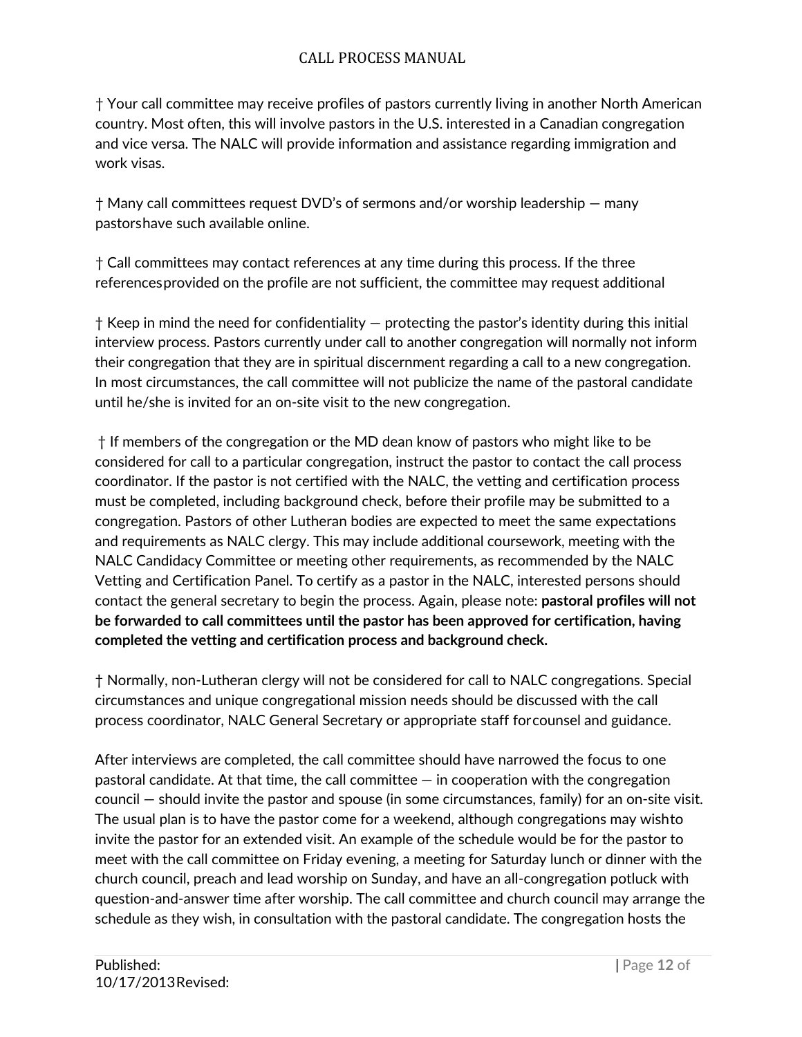† Your call committee may receive profiles of pastors currently living in another North American country. Most often, this will involve pastors in the U.S. interested in a Canadian congregation and vice versa. The NALC will provide information and assistance regarding immigration and work visas.

† Many call committees request DVD's of sermons and/or worship leadership — many pastorshave such available online.

† Call committees may contact references at any time during this process. If the three referencesprovided on the profile are not sufficient, the committee may request additional

† Keep in mind the need for confidentiality — protecting the pastor's identity during this initial interview process. Pastors currently under call to another congregation will normally not inform their congregation that they are in spiritual discernment regarding a call to a new congregation. In most circumstances, the call committee will not publicize the name of the pastoral candidate until he/she is invited for an on-site visit to the new congregation.

† If members of the congregation or the MD dean know of pastors who might like to be considered for call to a particular congregation, instruct the pastor to contact the call process coordinator. If the pastor is not certified with the NALC, the vetting and certification process must be completed, including background check, before their profile may be submitted to a congregation. Pastors of other Lutheran bodies are expected to meet the same expectations and requirements as NALC clergy. This may include additional coursework, meeting with the NALC Candidacy Committee or meeting other requirements, as recommended by the NALC Vetting and Certification Panel. To certify as a pastor in the NALC, interested persons should contact the general secretary to begin the process. Again, please note: **pastoral profiles will not be forwarded to call committees until the pastor has been approved for certification, having completed the vetting and certification process and background check.**

† Normally, non-Lutheran clergy will not be considered for call to NALC congregations. Special circumstances and unique congregational mission needs should be discussed with the call process coordinator, NALC General Secretary or appropriate staff forcounsel and guidance.

After interviews are completed, the call committee should have narrowed the focus to one pastoral candidate. At that time, the call committee — in cooperation with the congregation council — should invite the pastor and spouse (in some circumstances, family) for an on-site visit. The usual plan is to have the pastor come for a weekend, although congregations may wishto invite the pastor for an extended visit. An example of the schedule would be for the pastor to meet with the call committee on Friday evening, a meeting for Saturday lunch or dinner with the church council, preach and lead worship on Sunday, and have an all-congregation potluck with question-and-answer time after worship. The call committee and church council may arrange the schedule as they wish, in consultation with the pastoral candidate. The congregation hosts the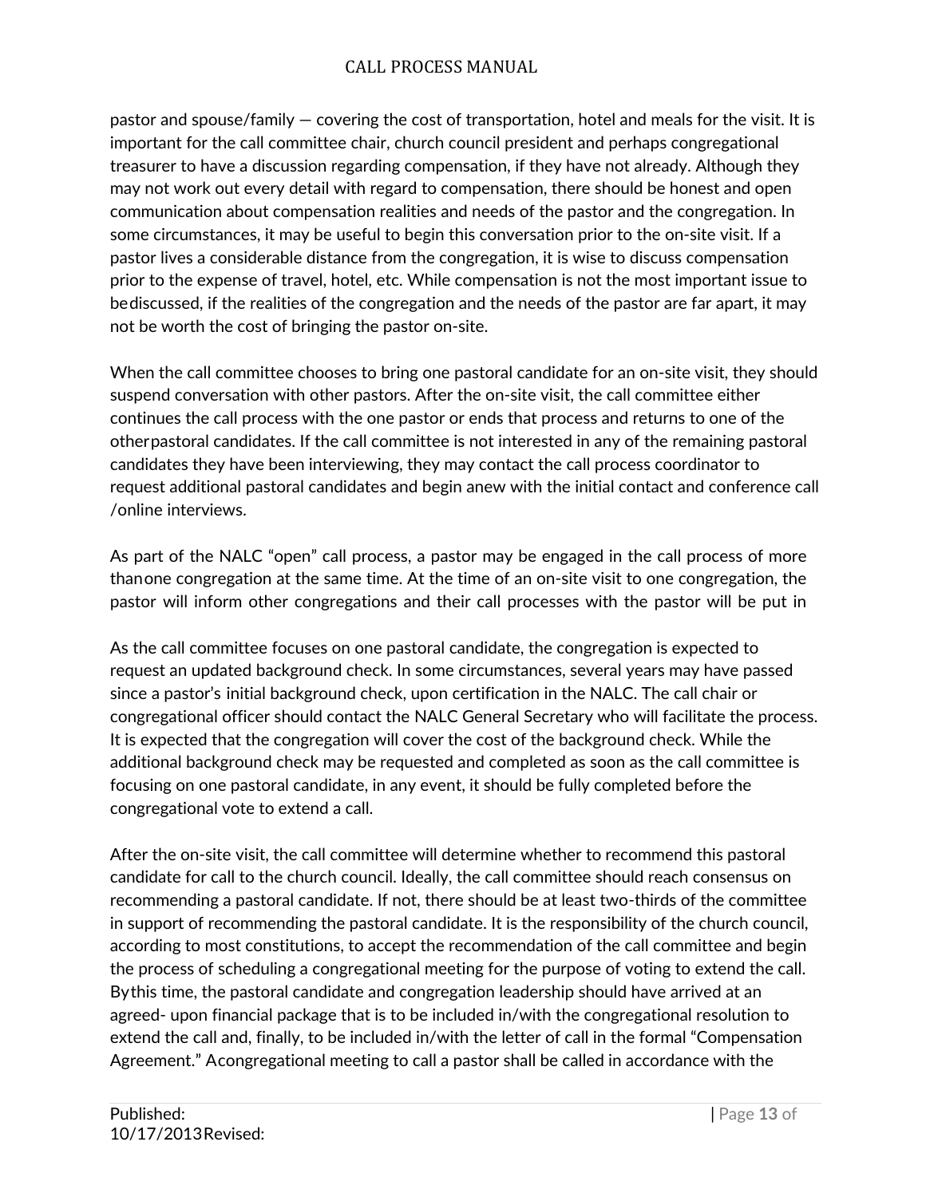pastor and spouse/family — covering the cost of transportation, hotel and meals for the visit. It is important for the call committee chair, church council president and perhaps congregational treasurer to have a discussion regarding compensation, if they have not already. Although they may not work out every detail with regard to compensation, there should be honest and open communication about compensation realities and needs of the pastor and the congregation. In some circumstances, it may be useful to begin this conversation prior to the on-site visit. If a pastor lives a considerable distance from the congregation, it is wise to discuss compensation prior to the expense of travel, hotel, etc. While compensation is not the most important issue to be discussed, if the realities of the congregation and the needs of the pastor are far apart, it may not be worth the cost of bringing the pastor on-site.

When the call committee chooses to bring one pastoral candidate for an on-site visit, they should suspend conversation with other pastors. After the on-site visit, the call committee either continues the call process with the one pastor or ends that process and returns to one of the other pastoral candidates. If the call committee is not interested in any of the remaining pastoral candidates they have been interviewing, they may contact the call process coordinator to request additional pastoral candidates and begin anew with the initial contact and conference call /online interviews.

As part of the NALC "open" call process, a pastor may be engaged in the call process of more than one congregation at the same time. At the time of an on-site visit to one congregation, the pastor will inform other congregations and their call processes with the pastor will be put in

As the call committee focuses on one pastoral candidate, the congregation is expected to request an updated background check. In some circumstances, several years may have passed since a pastor's initial background check, upon certification in the NALC. The call chair or congregational officer should contact the NALC General Secretary who will facilitate the process. It is expected that the congregation will cover the cost of the background check. While the additional background check may be requested and completed as soon as the call committee is focusing on one pastoral candidate, in any event, it should be fully completed before the congregational vote to extend a call.

After the on-site visit, the call committee will determine whether to recommend this pastoral candidate for call to the church council. Ideally, the call committee should reach consensus on recommending a pastoral candidate. If not, there should be at least two-thirds of the committee in support of recommending the pastoral candidate. It is the responsibility of the church council, according to most constitutions, to accept the recommendation of the call committee and begin the process of scheduling a congregational meeting for the purpose of voting to extend the call. By this time, the pastoral candidate and congregation leadership should have arrived at an agreed- upon financial package that is to be included in/with the congregational resolution to extend the call and, finally, to be included in/with the letter of call in the formal "Compensation Agreement." A congregational meeting to call a pastor shall be called in accordance with the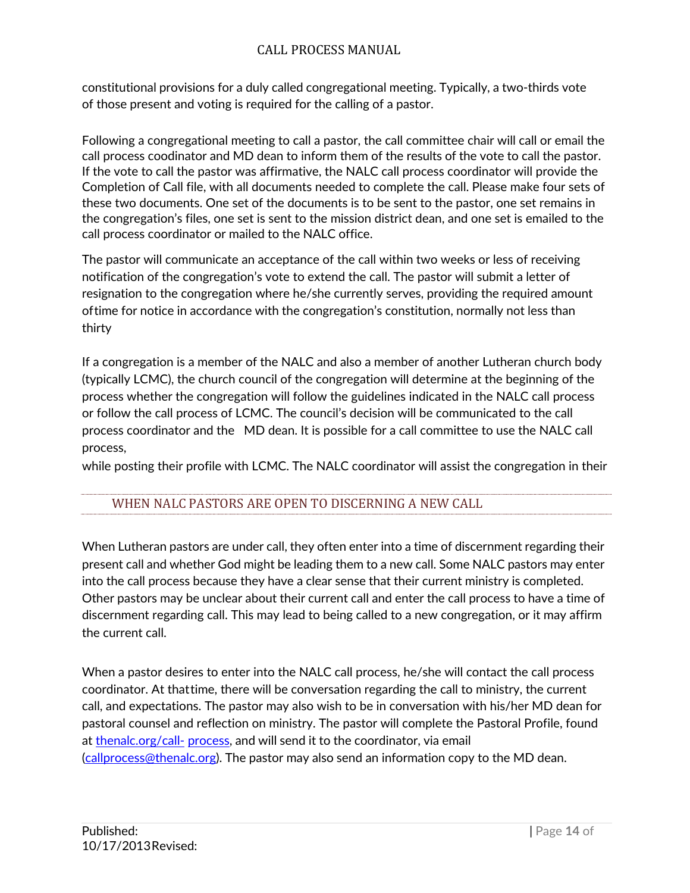constitutional provisions for a duly called congregational meeting. Typically, a two-thirds vote of those present and voting is required for the calling of a pastor.

Following a congregational meeting to call a pastor, the call committee chair will call or email the call process coodinator and MD dean to inform them of the results of the vote to call the pastor. If the vote to call the pastor was affirmative, the NALC call process coordinator will provide the Completion of Call file, with all documents needed to complete the call. Please make four sets of these two documents. One set of the documents is to be sent to the pastor, one set remains in the congregation's files, one set is sent to the mission district dean, and one set is emailed to the call process coordinator or mailed to the NALC office.

The pastor will communicate an acceptance of the call within two weeks or less of receiving notification of the congregation's vote to extend the call. The pastor will submit a letter of resignation to the congregation where he/she currently serves, providing the required amount oftime for notice in accordance with the congregation's constitution, normally not less than thirty

If a congregation is a member of the NALC and also a member of another Lutheran church body (typically LCMC), the church council of the congregation will determine at the beginning of the process whether the congregation will follow the guidelines indicated in the NALC call process or follow the call process of LCMC. The council's decision will be communicated to the call process coordinator and the MD dean. It is possible for a call committee to use the NALC call process,

while posting their profile with LCMC. The NALC coordinator will assist the congregation in their

## WHEN NALC PASTORS ARE OPEN TO DISCERNING A NEW CALL

When Lutheran pastors are under call, they often enter into a time of discernment regarding their present call and whether God might be leading them to a new call. Some NALC pastors may enter into the call process because they have a clear sense that their current ministry is completed. Other pastors may be unclear about their current call and enter the call process to have a time of discernment regarding call. This may lead to being called to a new congregation, or it may affirm the current call.

When a pastor desires to enter into the NALC call process, he/she will contact the call process coordinator. At thattime, there will be conversation regarding the call to ministry, the current call, and expectations. The pastor may also wish to be in conversation with his/her MD dean for pastoral counsel and reflection on ministry. The pastor will complete the Pastoral Profile, found at thenalc.org/call- process, and will send it to the coordinator, via email (callprocess@thenalc.org). The pastor may also send an information copy to the MD dean.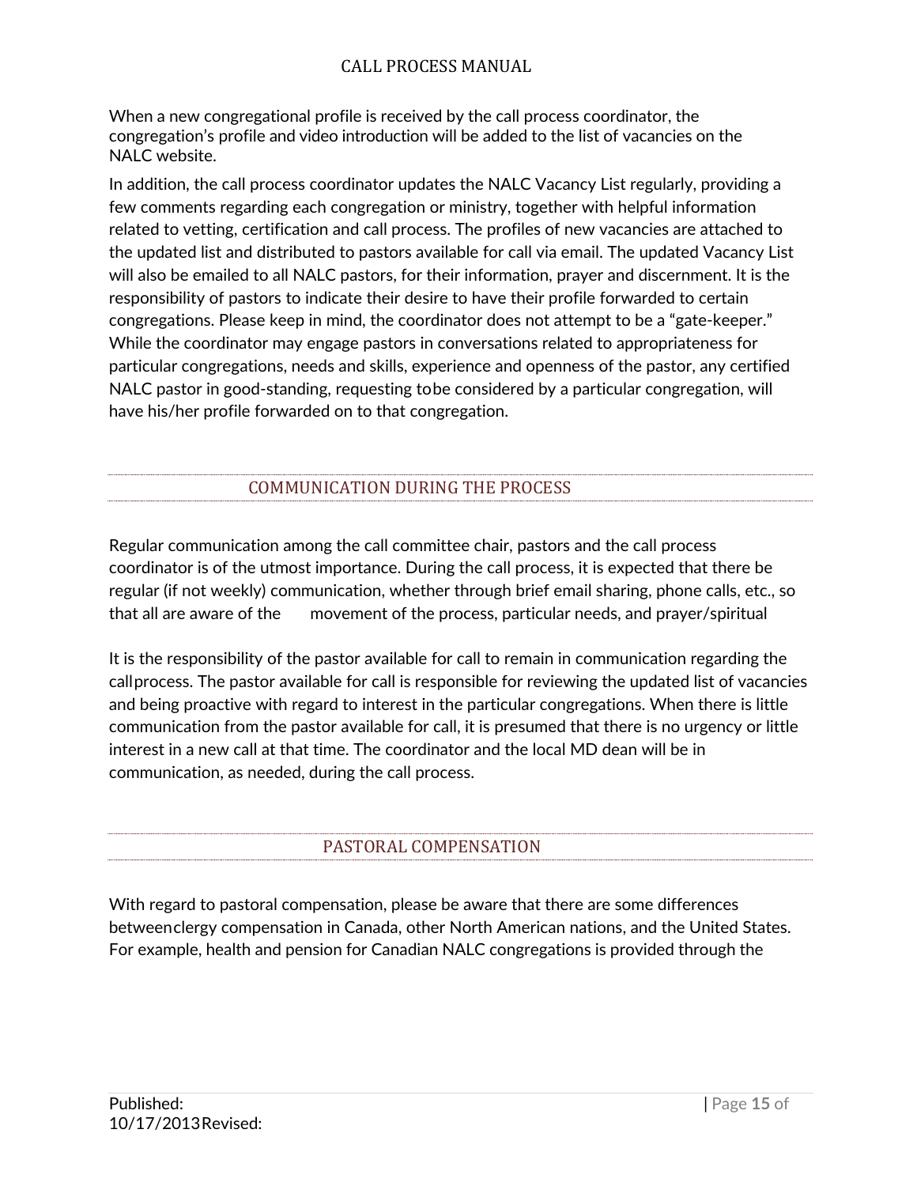When a new congregational profile is received by the call process coordinator, the congregation's profile and video introduction will be added to the list of vacancies on the NALC website.

In addition, the call process coordinator updates the NALC Vacancy List regularly, providing a few comments regarding each congregation or ministry, together with helpful information related to vetting, certification and call process. The profiles of new vacancies are attached to the updated list and distributed to pastors available for call via email. The updated Vacancy List will also be emailed to all NALC pastors, for their information, prayer and discernment. It is the responsibility of pastors to indicate their desire to have their profile forwarded to certain congregations. Please keep in mind, the coordinator does not attempt to be a "gate-keeper." While the coordinator may engage pastors in conversations related to appropriateness for particular congregations, needs and skills, experience and openness of the pastor, any certified NALC pastor in good-standing, requesting tobe considered by a particular congregation, will have his/her profile forwarded on to that congregation.

## COMMUNICATION DURING THE PROCESS

Regular communication among the call committee chair, pastors and the call process coordinator is of the utmost importance. During the call process, it is expected that there be regular (if not weekly) communication, whether through brief email sharing, phone calls, etc., so that all are aware of the movement of the process, particular needs, and prayer/spiritual

It is the responsibility of the pastor available for call to remain in communication regarding the callprocess. The pastor available for call is responsible for reviewing the updated list of vacancies and being proactive with regard to interest in the particular congregations. When there is little communication from the pastor available for call, it is presumed that there is no urgency or little interest in a new call at that time. The coordinator and the local MD dean will be in communication, as needed, during the call process.

## PASTORAL COMPENSATION

With regard to pastoral compensation, please be aware that there are some differences betweenclergy compensation in Canada, other North American nations, and the United States. For example, health and pension for Canadian NALC congregations is provided through the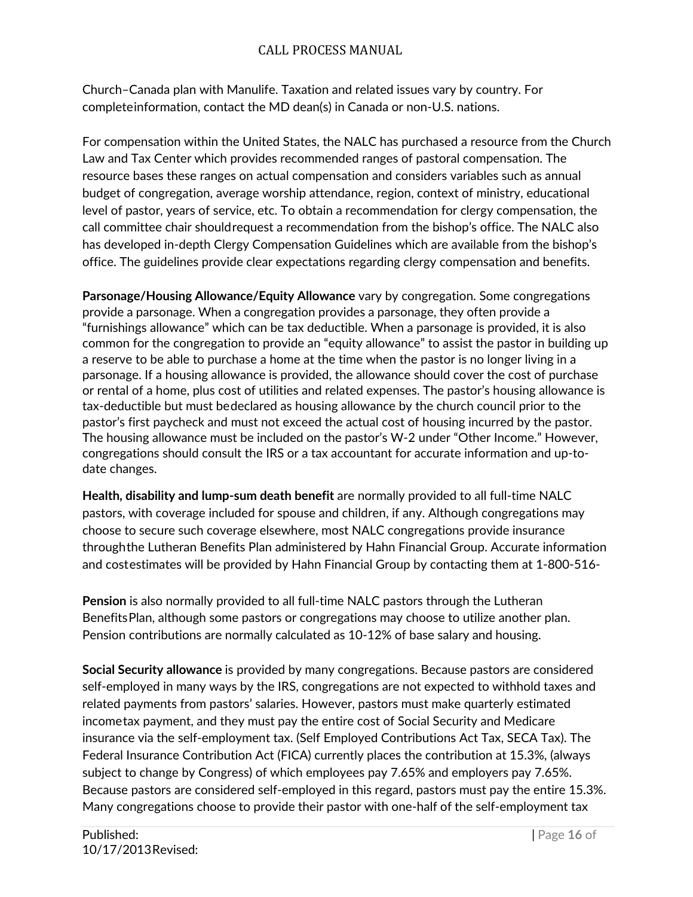Church–Canada plan with Manulife. Taxation and related issues vary by country. For completeinformation, contact the MD dean(s) in Canada or non-U.S. nations.

For compensation within the United States, the NALC has purchased a resource from the Church Law and Tax Center which provides recommended ranges of pastoral compensation. The resource bases these ranges on actual compensation and considers variables such as annual budget of congregation, average worship attendance, region, context of ministry, educational level of pastor, years of service, etc. To obtain a recommendation for clergy compensation, the call committee chair shouldrequest a recommendation from the bishop's office. The NALC also has developed in-depth Clergy Compensation Guidelines which are available from the bishop's office. The guidelines provide clear expectations regarding clergy compensation and benefits.

**Parsonage/Housing Allowance/Equity Allowance** vary by congregation. Some congregations provide a parsonage. When a congregation provides a parsonage, they often provide a "furnishings allowance" which can be tax deductible. When a parsonage is provided, it is also common for the congregation to provide an "equity allowance" to assist the pastor in building up a reserve to be able to purchase a home at the time when the pastor is no longer living in a parsonage. If a housing allowance is provided, the allowance should cover the cost of purchase or rental of a home, plus cost of utilities and related expenses. The pastor's housing allowance is tax-deductible but must bedeclared as housing allowance by the church council prior to the pastor's first paycheck and must not exceed the actual cost of housing incurred by the pastor. The housing allowance must be included on the pastor's W-2 under "Other Income." However, congregations should consult the IRS or a tax accountant for accurate information and up-to-date changes.

**Health, disability and lump-sum death benefit** are normally provided to all full-time NALC pastors, with coverage included for spouse and children, if any. Although congregations may choose to secure such coverage elsewhere, most NALC congregations provide insurance throughthe Lutheran Benefits Plan administered by Hahn Financial Group. Accurate information and costestimates will be provided by Hahn Financial Group by contacting them at 1-800-516-

**Pension** is also normally provided to all full-time NALC pastors through the Lutheran BenefitsPlan, although some pastors or congregations may choose to utilize another plan. Pension contributions are normally calculated as 10-12% of base salary and housing.

**Social Security allowance** is provided by many congregations. Because pastors are considered self-employed in many ways by the IRS, congregations are not expected to withhold taxes and related payments from pastors' salaries. However, pastors must make quarterly estimated incometax payment, and they must pay the entire cost of Social Security and Medicare insurance via the self-employment tax. (Self Employed Contributions Act Tax, SECA Tax). The Federal Insurance Contribution Act (FICA) currently places the contribution at 15.3%, (always subject to change by Congress) of which employees pay 7.65% and employers pay 7.65%. Because pastors are considered self-employed in this regard, pastors must pay the entire 15.3%. Many congregations choose to provide their pastor with one-half of the self-employment tax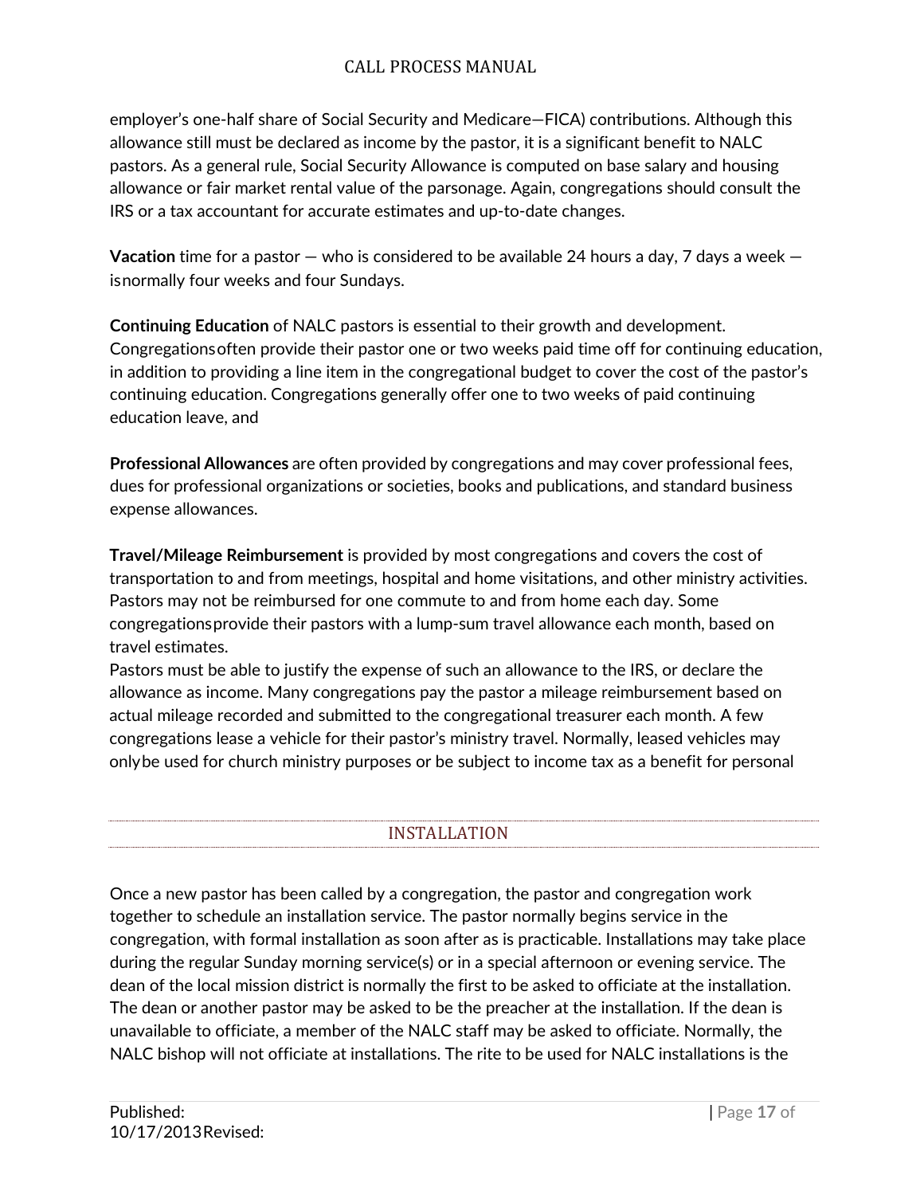employer's one-half share of Social Security and Medicare—FICA) contributions. Although this allowance still must be declared as income by the pastor, it is a significant benefit to NALC pastors. As a general rule, Social Security Allowance is computed on base salary and housing allowance or fair market rental value of the parsonage. Again, congregations should consult the IRS or a tax accountant for accurate estimates and up-to-date changes.

**Vacation** time for a pastor — who is considered to be available 24 hours a day, 7 days a week — isnormally four weeks and four Sundays.

**Continuing Education** of NALC pastors is essential to their growth and development. Congregationsoften provide their pastor one or two weeks paid time off for continuing education, in addition to providing a line item in the congregational budget to cover the cost of the pastor's continuing education. Congregations generally offer one to two weeks of paid continuing education leave, and

**Professional Allowances** are often provided by congregations and may cover professional fees, dues for professional organizations or societies, books and publications, and standard business expense allowances.

**Travel/Mileage Reimbursement** is provided by most congregations and covers the cost of transportation to and from meetings, hospital and home visitations, and other ministry activities. Pastors may not be reimbursed for one commute to and from home each day. Some congregationsprovide their pastors with a lump-sum travel allowance each month, based on travel estimates.
Pastors must be able to justify the expense of such an allowance to the IRS, or declare the allowance as income. Many congregations pay the pastor a mileage reimbursement based on actual mileage recorded and submitted to the congregational treasurer each month. A few congregations lease a vehicle for their pastor's ministry travel. Normally, leased vehicles may onlybe used for church ministry purposes or be subject to income tax as a benefit for personal

## INSTALLATION

Once a new pastor has been called by a congregation, the pastor and congregation work together to schedule an installation service. The pastor normally begins service in the congregation, with formal installation as soon after as is practicable. Installations may take place during the regular Sunday morning service(s) or in a special afternoon or evening service. The dean of the local mission district is normally the first to be asked to officiate at the installation. The dean or another pastor may be asked to be the preacher at the installation. If the dean is unavailable to officiate, a member of the NALC staff may be asked to officiate. Normally, the NALC bishop will not officiate at installations. The rite to be used for NALC installations is the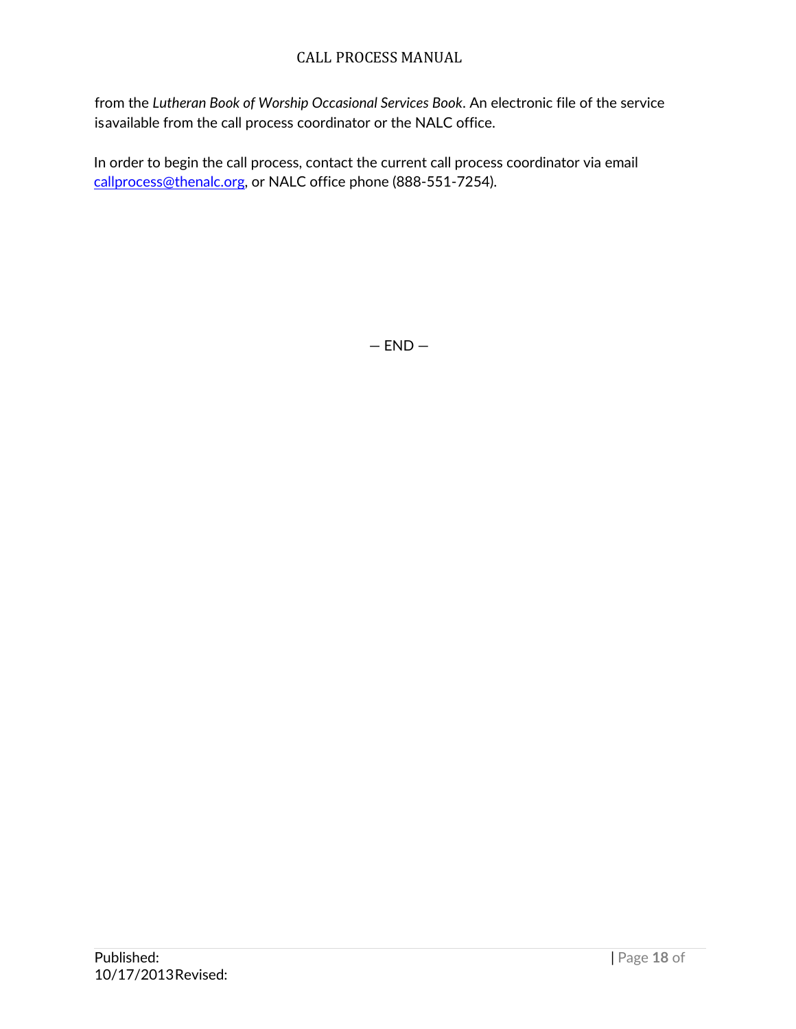from the *Lutheran Book of Worship Occasional Services Book*. An electronic file of the service isavailable from the call process coordinator or the NALC office.

In order to begin the call process, contact the current call process coordinator via email callprocess@thenalc.org, or NALC office phone (888-551-7254).

— END —